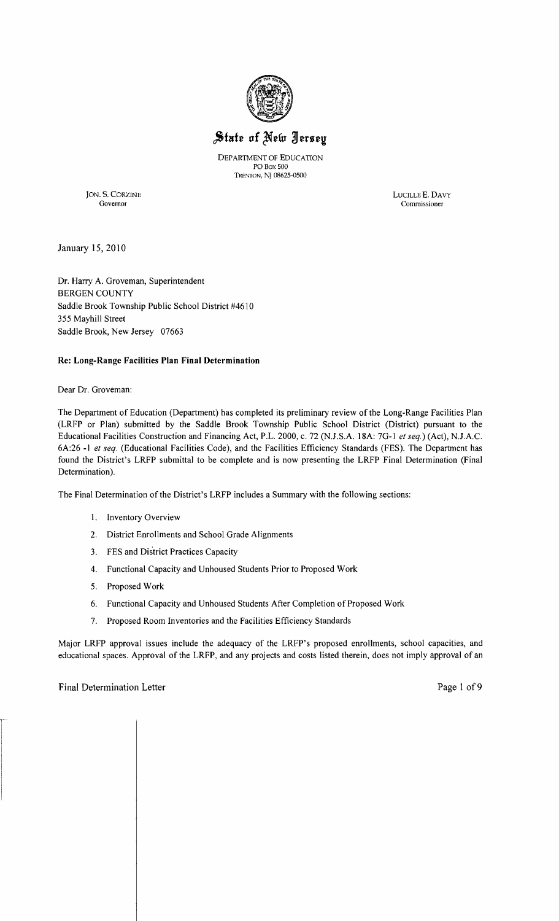# State of New Jersey

DEPARTMENT OF EDUCATION
PO Box 500
TRENTON, NJ 08625-0500

JON. S. CORZINE
Governor

LUCILLE E. DAVY
Commissioner

January 15, 2010

Dr. Harry A. Groveman, Superintendent
BERGEN COUNTY
Saddle Brook Township Public School District #4610
355 Mayhill Street
Saddle Brook, New Jersey 07663

**Re: Long-Range Facilities Plan Final Determination**

Dear Dr. Groveman:

The Department of Education (Department) has completed its preliminary review of the Long-Range Facilities Plan (LRFP or Plan) submitted by the Saddle Brook Township Public School District (District) pursuant to the Educational Facilities Construction and Financing Act, P.L. 2000, c. 72 (N.J.S.A. 18A: 7G-1 *et seq.*) (Act), N.J.A.C. 6A:26 -1 *et seq.* (Educational Facilities Code), and the Facilities Efficiency Standards (FES). The Department has found the District's LRFP submittal to be complete and is now presenting the LRFP Final Determination (Final Determination).

The Final Determination of the District's LRFP includes a Summary with the following sections:

1. Inventory Overview
2. District Enrollments and School Grade Alignments
3. FES and District Practices Capacity
4. Functional Capacity and Unhoused Students Prior to Proposed Work
5. Proposed Work
6. Functional Capacity and Unhoused Students After Completion of Proposed Work
7. Proposed Room Inventories and the Facilities Efficiency Standards

Major LRFP approval issues include the adequacy of the LRFP's proposed enrollments, school capacities, and educational spaces. Approval of the LRFP, and any projects and costs listed therein, does not imply approval of an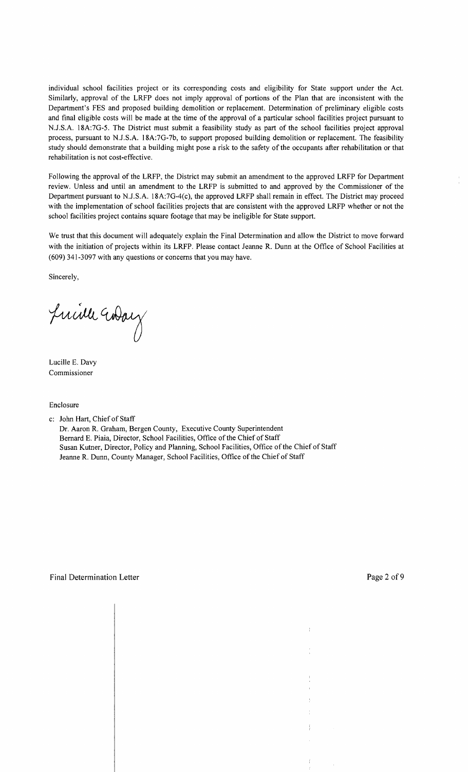individual school facilities project or its corresponding costs and eligibility for State support under the Act. Similarly, approval of the LRFP does not imply approval of portions of the Plan that are inconsistent with the Department's FES and proposed building demolition or replacement. Determination of preliminary eligible costs and final eligible costs will be made at the time of the approval of a particular school facilities project pursuant to N.J.S.A. 18A:7G-5. The District must submit a feasibility study as part of the school facilities project approval process, pursuant to N.J.S.A. 18A:7G-7b, to support proposed building demolition or replacement. The feasibility study should demonstrate that a building might pose a risk to the safety of the occupants after rehabilitation or that rehabilitation is not cost-effective.

Following the approval of the LRFP, the District may submit an amendment to the approved LRFP for Department review. Unless and until an amendment to the LRFP is submitted to and approved by the Commissioner of the Department pursuant to N.J.S.A. 18A:7G-4(c), the approved LRFP shall remain in effect. The District may proceed with the implementation of school facilities projects that are consistent with the approved LRFP whether or not the school facilities project contains square footage that may be ineligible for State support.

We trust that this document will adequately explain the Final Determination and allow the District to move forward with the initiation of projects within its LRFP. Please contact Jeanne R. Dunn at the Office of School Facilities at (609) 341-3097 with any questions or concerns that you may have.

Sincerely,

Lucille E. Davy
Commissioner

Enclosure

c: John Hart, Chief of Staff
Dr. Aaron R. Graham, Bergen County, Executive County Superintendent
Bernard E. Piaia, Director, School Facilities, Office of the Chief of Staff
Susan Kutner, Director, Policy and Planning, School Facilities, Office of the Chief of Staff
Jeanne R. Dunn, County Manager, School Facilities, Office of the Chief of Staff

Final Determination Letter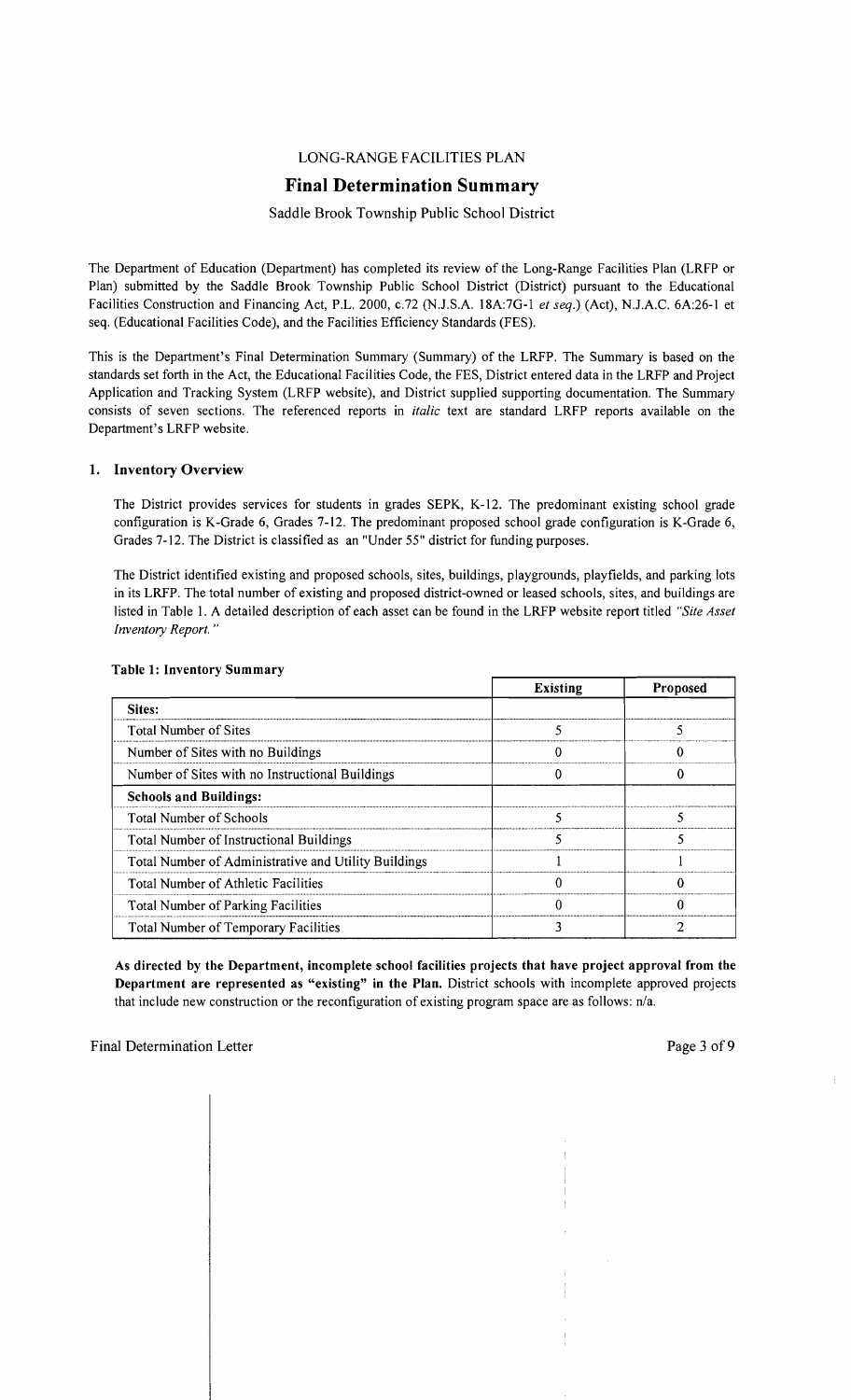LONG-RANGE FACILITIES PLAN

# Final Determination Summary

Saddle Brook Township Public School District

The Department of Education (Department) has completed its review of the Long-Range Facilities Plan (LRFP or Plan) submitted by the Saddle Brook Township Public School District (District) pursuant to the Educational Facilities Construction and Financing Act, P.L. 2000, c.72 (N.J.S.A. 18A:7G-1 *et seq.*) (Act), N.J.A.C. 6A:26-1 et seq. (Educational Facilities Code), and the Facilities Efficiency Standards (FES).

This is the Department's Final Determination Summary (Summary) of the LRFP. The Summary is based on the standards set forth in the Act, the Educational Facilities Code, the FES, District entered data in the LRFP and Project Application and Tracking System (LRFP website), and District supplied supporting documentation. The Summary consists of seven sections. The referenced reports in *italic* text are standard LRFP reports available on the Department's LRFP website.

## 1. Inventory Overview

The District provides services for students in grades SEPK, K-12. The predominant existing school grade configuration is K-Grade 6, Grades 7-12. The predominant proposed school grade configuration is K-Grade 6, Grades 7-12. The District is classified as an "Under 55" district for funding purposes.

The District identified existing and proposed schools, sites, buildings, playgrounds, playfields, and parking lots in its LRFP. The total number of existing and proposed district-owned or leased schools, sites, and buildings are listed in Table 1. A detailed description of each asset can be found in the LRFP website report titled *"Site Asset Inventory Report."*

**Table 1: Inventory Summary**

| | Existing | Proposed |
|---|---|---|
| **Sites:** | | |
| Total Number of Sites | 5 | 5 |
| Number of Sites with no Buildings | 0 | 0 |
| Number of Sites with no Instructional Buildings | 0 | 0 |
| **Schools and Buildings:** | | |
| Total Number of Schools | 5 | 5 |
| Total Number of Instructional Buildings | 5 | 5 |
| Total Number of Administrative and Utility Buildings | 1 | 1 |
| Total Number of Athletic Facilities | 0 | 0 |
| Total Number of Parking Facilities | 0 | 0 |
| Total Number of Temporary Facilities | 3 | 2 |

**As directed by the Department, incomplete school facilities projects that have project approval from the Department are represented as "existing" in the Plan.** District schools with incomplete approved projects that include new construction or the reconfiguration of existing program space are as follows: n/a.

Final Determination Letter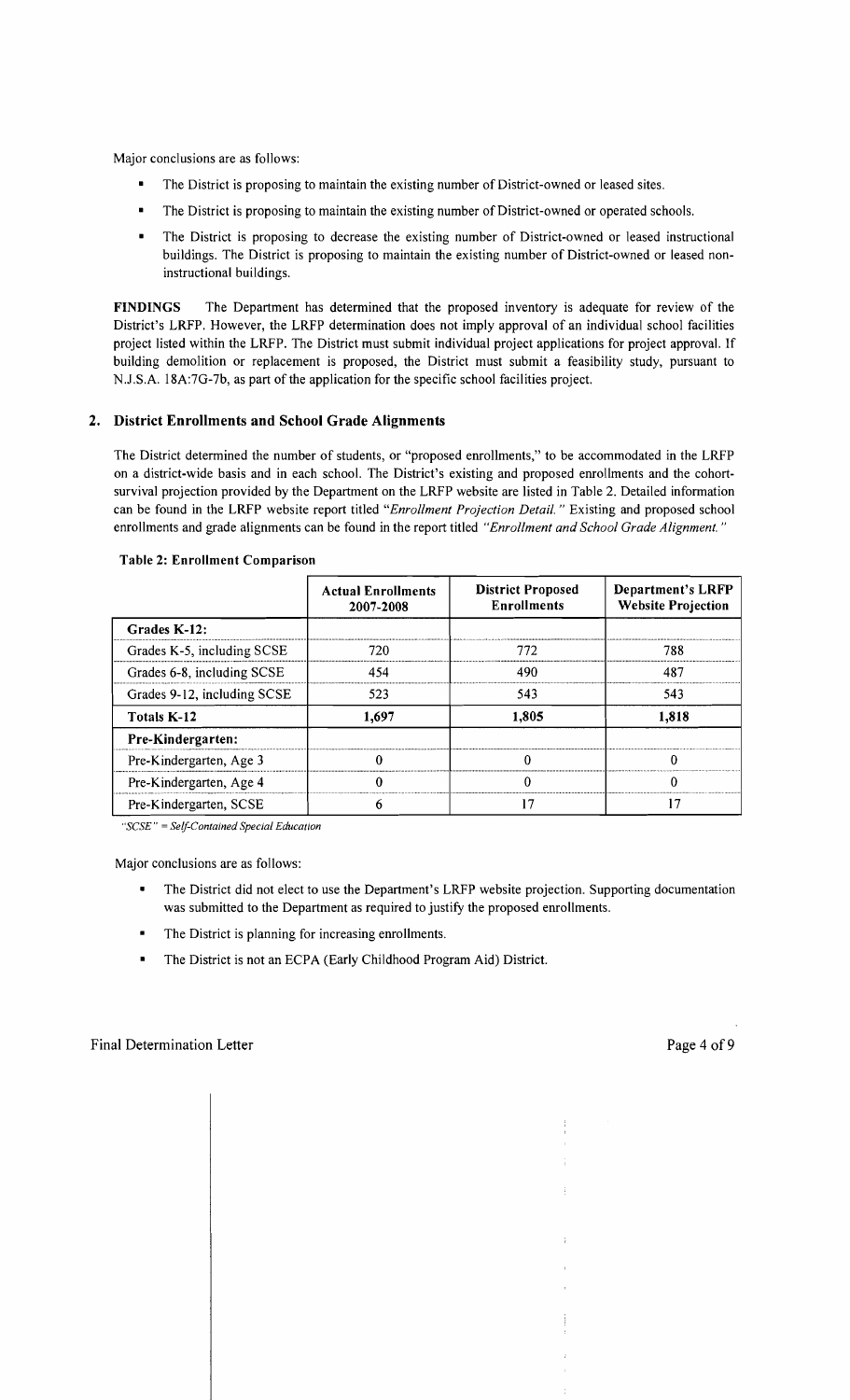Major conclusions are as follows:

- The District is proposing to maintain the existing number of District-owned or leased sites.
- The District is proposing to maintain the existing number of District-owned or operated schools.
- The District is proposing to decrease the existing number of District-owned or leased instructional buildings. The District is proposing to maintain the existing number of District-owned or leased non-instructional buildings.

**FINDINGS** The Department has determined that the proposed inventory is adequate for review of the District's LRFP. However, the LRFP determination does not imply approval of an individual school facilities project listed within the LRFP. The District must submit individual project applications for project approval. If building demolition or replacement is proposed, the District must submit a feasibility study, pursuant to N.J.S.A. 18A:7G-7b, as part of the application for the specific school facilities project.

## 2. District Enrollments and School Grade Alignments

The District determined the number of students, or "proposed enrollments," to be accommodated in the LRFP on a district-wide basis and in each school. The District's existing and proposed enrollments and the cohort-survival projection provided by the Department on the LRFP website are listed in Table 2. Detailed information can be found in the LRFP website report titled *"Enrollment Projection Detail."* Existing and proposed school enrollments and grade alignments can be found in the report titled *"Enrollment and School Grade Alignment."*

**Table 2: Enrollment Comparison**

| | Actual Enrollments 2007-2008 | District Proposed Enrollments | Department's LRFP Website Projection |
|---|---|---|---|
| **Grades K-12:** | | | |
| Grades K-5, including SCSE | 720 | 772 | 788 |
| Grades 6-8, including SCSE | 454 | 490 | 487 |
| Grades 9-12, including SCSE | 523 | 543 | 543 |
| **Totals K-12** | **1,697** | **1,805** | **1,818** |
| **Pre-Kindergarten:** | | | |
| Pre-Kindergarten, Age 3 | 0 | 0 | 0 |
| Pre-Kindergarten, Age 4 | 0 | 0 | 0 |
| Pre-Kindergarten, SCSE | 6 | 17 | 17 |

*"SCSE" = Self-Contained Special Education*

Major conclusions are as follows:

- The District did not elect to use the Department's LRFP website projection. Supporting documentation was submitted to the Department as required to justify the proposed enrollments.
- The District is planning for increasing enrollments.
- The District is not an ECPA (Early Childhood Program Aid) District.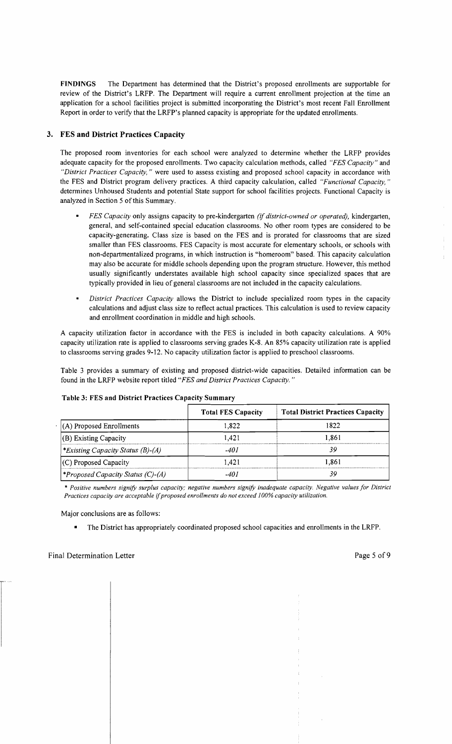**FINDINGS** The Department has determined that the District's proposed enrollments are supportable for review of the District's LRFP. The Department will require a current enrollment projection at the time an application for a school facilities project is submitted incorporating the District's most recent Fall Enrollment Report in order to verify that the LRFP's planned capacity is appropriate for the updated enrollments.

## 3. FES and District Practices Capacity

The proposed room inventories for each school were analyzed to determine whether the LRFP provides adequate capacity for the proposed enrollments. Two capacity calculation methods, called *"FES Capacity"* and *"District Practices Capacity,"* were used to assess existing and proposed school capacity in accordance with the FES and District program delivery practices. A third capacity calculation, called *"Functional Capacity,"* determines Unhoused Students and potential State support for school facilities projects. Functional Capacity is analyzed in Section 5 of this Summary.

- *FES Capacity* only assigns capacity to pre-kindergarten *(if district-owned or operated),* kindergarten, general, and self-contained special education classrooms. No other room types are considered to be capacity-generating. Class size is based on the FES and is prorated for classrooms that are sized smaller than FES classrooms. FES Capacity is most accurate for elementary schools, or schools with non-departmentalized programs, in which instruction is "homeroom" based. This capacity calculation may also be accurate for middle schools depending upon the program structure. However, this method usually significantly understates available high school capacity since specialized spaces that are typically provided in lieu of general classrooms are not included in the capacity calculations.
- *District Practices Capacity* allows the District to include specialized room types in the capacity calculations and adjust class size to reflect actual practices. This calculation is used to review capacity and enrollment coordination in middle and high schools.

A capacity utilization factor in accordance with the FES is included in both capacity calculations. A 90% capacity utilization rate is applied to classrooms serving grades K-8. An 85% capacity utilization rate is applied to classrooms serving grades 9-12. No capacity utilization factor is applied to preschool classrooms.

Table 3 provides a summary of existing and proposed district-wide capacities. Detailed information can be found in the LRFP website report titled *"FES and District Practices Capacity."*

**Table 3: FES and District Practices Capacity Summary**

| | Total FES Capacity | Total District Practices Capacity |
|---|---|---|
| (A) Proposed Enrollments | 1,822 | 1822 |
| (B) Existing Capacity | 1,421 | 1,861 |
| *\*Existing Capacity Status (B)-(A)* | *-401* | *39* |
| (C) Proposed Capacity | 1,421 | 1,861 |
| *\*Proposed Capacity Status (C)-(A)* | *-401* | *39* |

*\* Positive numbers signify surplus capacity; negative numbers signify inadequate capacity. Negative values for District Practices capacity are acceptable if proposed enrollments do not exceed 100% capacity utilization.*

Major conclusions are as follows:

- The District has appropriately coordinated proposed school capacities and enrollments in the LRFP.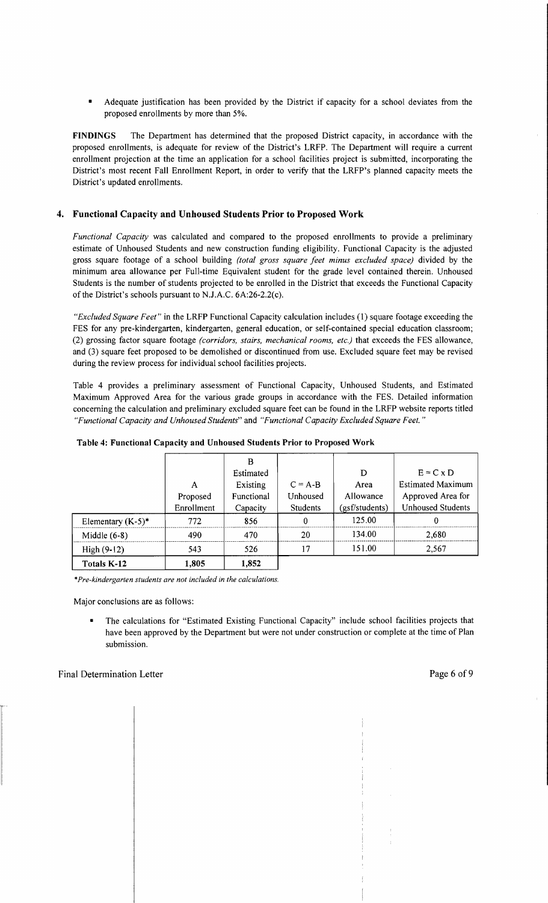- Adequate justification has been provided by the District if capacity for a school deviates from the proposed enrollments by more than 5%.

**FINDINGS** The Department has determined that the proposed District capacity, in accordance with the proposed enrollments, is adequate for review of the District's LRFP. The Department will require a current enrollment projection at the time an application for a school facilities project is submitted, incorporating the District's most recent Fall Enrollment Report, in order to verify that the LRFP's planned capacity meets the District's updated enrollments.

## 4. Functional Capacity and Unhoused Students Prior to Proposed Work

*Functional Capacity* was calculated and compared to the proposed enrollments to provide a preliminary estimate of Unhoused Students and new construction funding eligibility. Functional Capacity is the adjusted gross square footage of a school building *(total gross square feet minus excluded space)* divided by the minimum area allowance per Full-time Equivalent student for the grade level contained therein. Unhoused Students is the number of students projected to be enrolled in the District that exceeds the Functional Capacity of the District's schools pursuant to N.J.A.C. 6A:26-2.2(c).

*"Excluded Square Feet"* in the LRFP Functional Capacity calculation includes (1) square footage exceeding the FES for any pre-kindergarten, kindergarten, general education, or self-contained special education classroom; (2) grossing factor square footage *(corridors, stairs, mechanical rooms, etc.)* that exceeds the FES allowance, and (3) square feet proposed to be demolished or discontinued from use. Excluded square feet may be revised during the review process for individual school facilities projects.

Table 4 provides a preliminary assessment of Functional Capacity, Unhoused Students, and Estimated Maximum Approved Area for the various grade groups in accordance with the FES. Detailed information concerning the calculation and preliminary excluded square feet can be found in the LRFP website reports titled *"Functional Capacity and Unhoused Students"* and *"Functional Capacity Excluded Square Feet."*

**Table 4: Functional Capacity and Unhoused Students Prior to Proposed Work**

| | A Proposed Enrollment | B Estimated Existing Functional Capacity | C = A-B Unhoused Students | D Area Allowance (gsf/students) | E = C x D Estimated Maximum Approved Area for Unhoused Students |
|---|---|---|---|---|---|
| Elementary (K-5)* | 772 | 856 | 0 | 125.00 | 0 |
| Middle (6-8) | 490 | 470 | 20 | 134.00 | 2,680 |
| High (9-12) | 543 | 526 | 17 | 151.00 | 2,567 |
| **Totals K-12** | **1,805** | **1,852** | | | |

*\*Pre-kindergarten students are not included in the calculations.*

Major conclusions are as follows:

- The calculations for "Estimated Existing Functional Capacity" include school facilities projects that have been approved by the Department but were not under construction or complete at the time of Plan submission.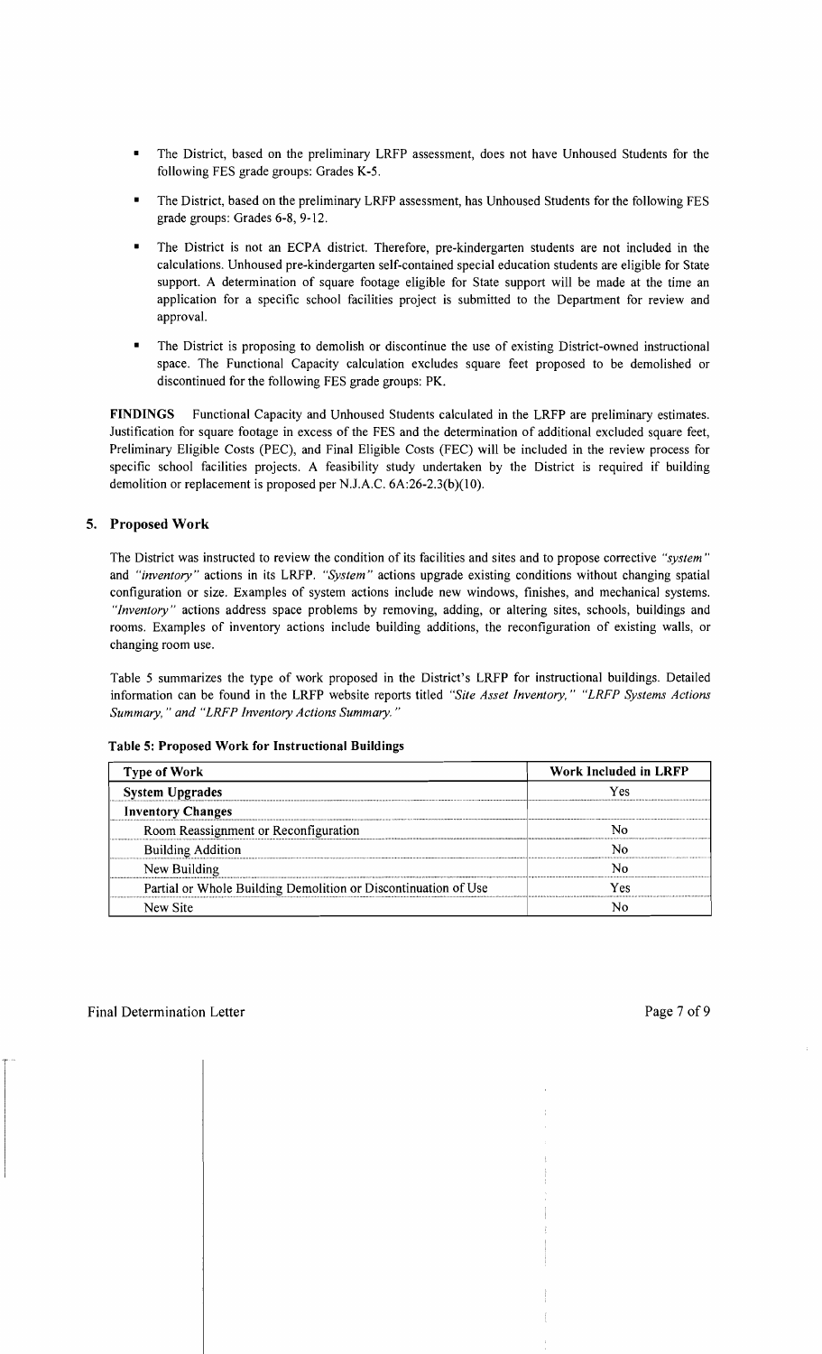- The District, based on the preliminary LRFP assessment, does not have Unhoused Students for the following FES grade groups: Grades K-5.
- The District, based on the preliminary LRFP assessment, has Unhoused Students for the following FES grade groups: Grades 6-8, 9-12.
- The District is not an ECPA district. Therefore, pre-kindergarten students are not included in the calculations. Unhoused pre-kindergarten self-contained special education students are eligible for State support. A determination of square footage eligible for State support will be made at the time an application for a specific school facilities project is submitted to the Department for review and approval.
- The District is proposing to demolish or discontinue the use of existing District-owned instructional space. The Functional Capacity calculation excludes square feet proposed to be demolished or discontinued for the following FES grade groups: PK.

**FINDINGS** Functional Capacity and Unhoused Students calculated in the LRFP are preliminary estimates. Justification for square footage in excess of the FES and the determination of additional excluded square feet, Preliminary Eligible Costs (PEC), and Final Eligible Costs (FEC) will be included in the review process for specific school facilities projects. A feasibility study undertaken by the District is required if building demolition or replacement is proposed per N.J.A.C. 6A:26-2.3(b)(10).

## 5. Proposed Work

The District was instructed to review the condition of its facilities and sites and to propose corrective *"system"* and *"inventory"* actions in its LRFP. *"System"* actions upgrade existing conditions without changing spatial configuration or size. Examples of system actions include new windows, finishes, and mechanical systems. *"Inventory"* actions address space problems by removing, adding, or altering sites, schools, buildings and rooms. Examples of inventory actions include building additions, the reconfiguration of existing walls, or changing room use.

Table 5 summarizes the type of work proposed in the District's LRFP for instructional buildings. Detailed information can be found in the LRFP website reports titled *"Site Asset Inventory," "LRFP Systems Actions Summary," and "LRFP Inventory Actions Summary."*

**Table 5: Proposed Work for Instructional Buildings**

| Type of Work | Work Included in LRFP |
|---|---|
| **System Upgrades** | Yes |
| **Inventory Changes** | |
| Room Reassignment or Reconfiguration | No |
| Building Addition | No |
| New Building | No |
| Partial or Whole Building Demolition or Discontinuation of Use | Yes |
| New Site | No |

Final Determination Letter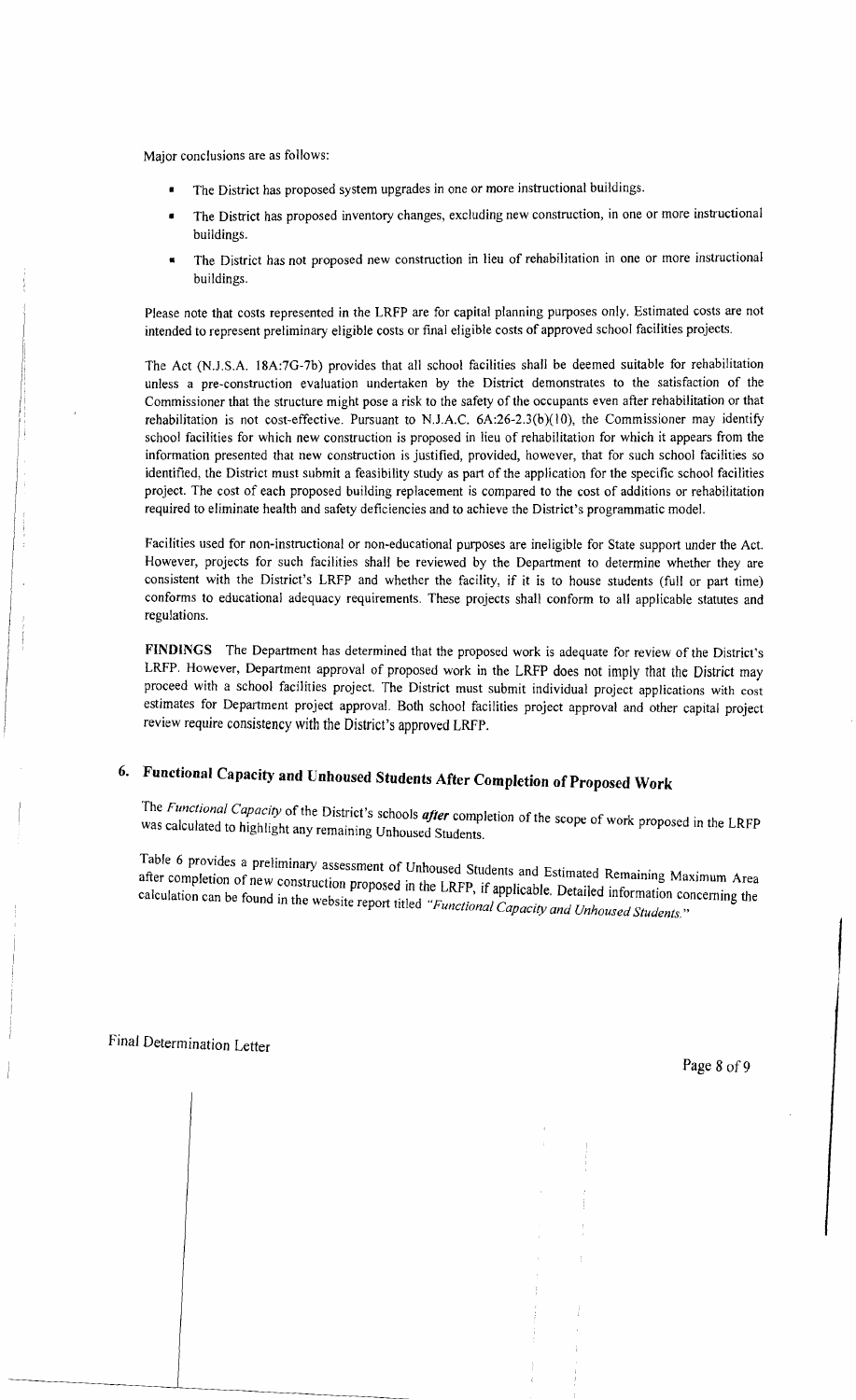Major conclusions are as follows:

- The District has proposed system upgrades in one or more instructional buildings.
- The District has proposed inventory changes, excluding new construction, in one or more instructional buildings.
- The District has not proposed new construction in lieu of rehabilitation in one or more instructional buildings.

Please note that costs represented in the LRFP are for capital planning purposes only. Estimated costs are not intended to represent preliminary eligible costs or final eligible costs of approved school facilities projects.

The Act (N.J.S.A. 18A:7G-7b) provides that all school facilities shall be deemed suitable for rehabilitation unless a pre-construction evaluation undertaken by the District demonstrates to the satisfaction of the Commissioner that the structure might pose a risk to the safety of the occupants even after rehabilitation or that rehabilitation is not cost-effective. Pursuant to N.J.A.C. 6A:26-2.3(b)(10), the Commissioner may identify school facilities for which new construction is proposed in lieu of rehabilitation for which it appears from the information presented that new construction is justified, provided, however, that for such school facilities so identified, the District must submit a feasibility study as part of the application for the specific school facilities project. The cost of each proposed building replacement is compared to the cost of additions or rehabilitation required to eliminate health and safety deficiencies and to achieve the District's programmatic model.

Facilities used for non-instructional or non-educational purposes are ineligible for State support under the Act. However, projects for such facilities shall be reviewed by the Department to determine whether they are consistent with the District's LRFP and whether the facility, if it is to house students (full or part time) conforms to educational adequacy requirements. These projects shall conform to all applicable statutes and regulations.

**FINDINGS** The Department has determined that the proposed work is adequate for review of the District's LRFP. However, Department approval of proposed work in the LRFP does not imply that the District may proceed with a school facilities project. The District must submit individual project applications with cost estimates for Department project approval. Both school facilities project approval and other capital project review require consistency with the District's approved LRFP.

## 6. Functional Capacity and Unhoused Students After Completion of Proposed Work

The *Functional Capacity* of the District's schools ***after*** completion of the scope of work proposed in the LRFP was calculated to highlight any remaining Unhoused Students.

Table 6 provides a preliminary assessment of Unhoused Students and Estimated Remaining Maximum Area after completion of new construction proposed in the LRFP, if applicable. Detailed information concerning the calculation can be found in the website report titled *"Functional Capacity and Unhoused Students."*

Final Determination Letter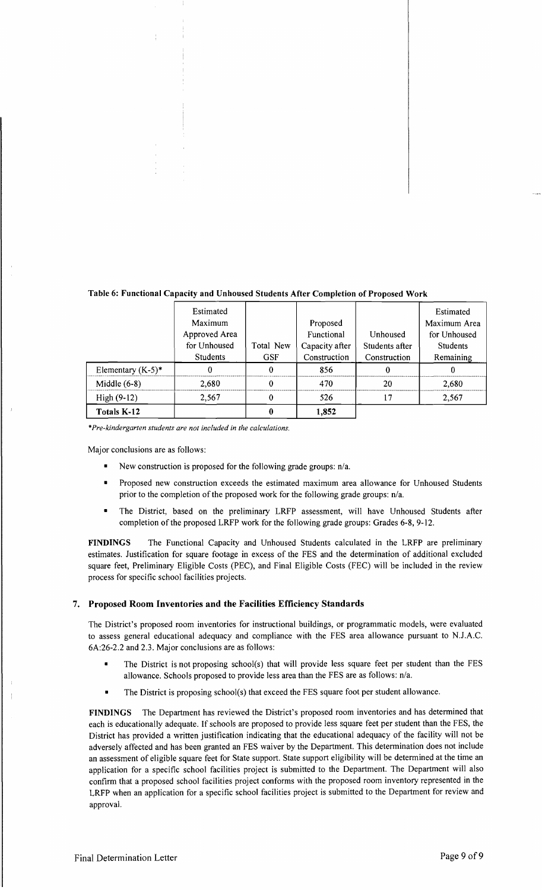**Table 6: Functional Capacity and Unhoused Students After Completion of Proposed Work**

| | Estimated Maximum Approved Area for Unhoused Students | Total New GSF | Proposed Functional Capacity after Construction | Unhoused Students after Construction | Estimated Maximum Area for Unhoused Students Remaining |
|---|---|---|---|---|---|
| Elementary (K-5)* | 0 | 0 | 856 | 0 | 0 |
| Middle (6-8) | 2,680 | 0 | 470 | 20 | 2,680 |
| High (9-12) | 2,567 | 0 | 526 | 17 | 2,567 |
| **Totals K-12** | | 0 | 1,852 | | |

**Pre-kindergarten students are not included in the calculations.*

Major conclusions are as follows:

- New construction is proposed for the following grade groups: n/a.
- Proposed new construction exceeds the estimated maximum area allowance for Unhoused Students prior to the completion of the proposed work for the following grade groups: n/a.
- The District, based on the preliminary LRFP assessment, will have Unhoused Students after completion of the proposed LRFP work for the following grade groups: Grades 6-8, 9-12.

**FINDINGS** The Functional Capacity and Unhoused Students calculated in the LRFP are preliminary estimates. Justification for square footage in excess of the FES and the determination of additional excluded square feet, Preliminary Eligible Costs (PEC), and Final Eligible Costs (FEC) will be included in the review process for specific school facilities projects.

## 7. Proposed Room Inventories and the Facilities Efficiency Standards

The District's proposed room inventories for instructional buildings, or programmatic models, were evaluated to assess general educational adequacy and compliance with the FES area allowance pursuant to N.J.A.C. 6A:26-2.2 and 2.3. Major conclusions are as follows:

- The District is not proposing school(s) that will provide less square feet per student than the FES allowance. Schools proposed to provide less area than the FES are as follows: n/a.
- The District is proposing school(s) that exceed the FES square foot per student allowance.

**FINDINGS** The Department has reviewed the District's proposed room inventories and has determined that each is educationally adequate. If schools are proposed to provide less square feet per student than the FES, the District has provided a written justification indicating that the educational adequacy of the facility will not be adversely affected and has been granted an FES waiver by the Department. This determination does not include an assessment of eligible square feet for State support. State support eligibility will be determined at the time an application for a specific school facilities project is submitted to the Department. The Department will also confirm that a proposed school facilities project conforms with the proposed room inventory represented in the LRFP when an application for a specific school facilities project is submitted to the Department for review and approval.